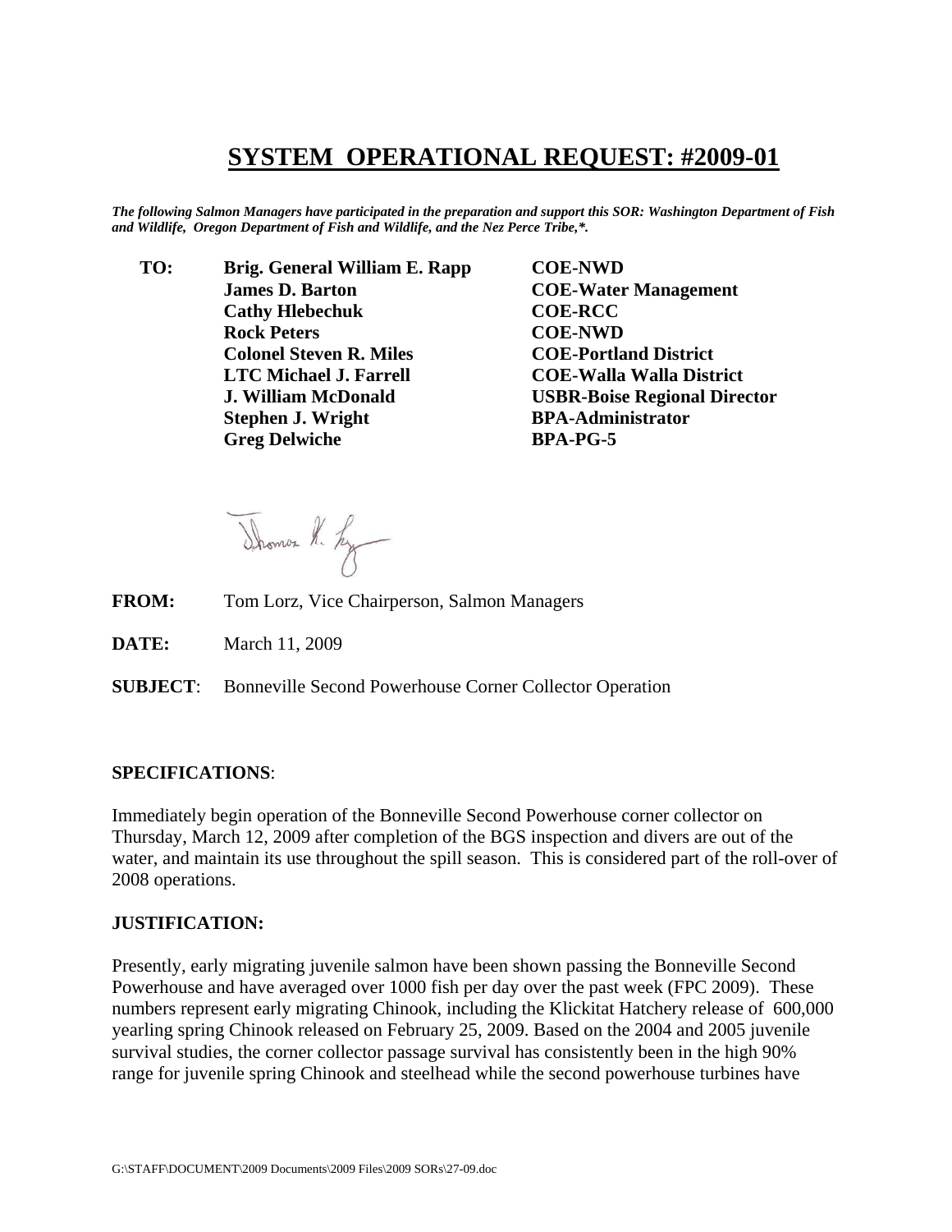# SYSTEM OPERATIONAL REQUEST: #2009-01

***The following Salmon Managers have participated in the preparation and support this SOR: Washington Department of Fish and Wildlife, Oregon Department of Fish and Wildlife, and the Nez Perce Tribe,*.***

| | | |
|---|---|---|
| **TO:** | **Brig. General William E. Rapp** | **COE-NWD** |
| | **James D. Barton** | **COE-Water Management** |
| | **Cathy Hlebechuk** | **COE-RCC** |
| | **Rock Peters** | **COE-NWD** |
| | **Colonel Steven R. Miles** | **COE-Portland District** |
| | **LTC Michael J. Farrell** | **COE-Walla Walla District** |
| | **J. William McDonald** | **USBR-Boise Regional Director** |
| | **Stephen J. Wright** | **BPA-Administrator** |
| | **Greg Delwiche** | **BPA-PG-5** |

**FROM:** Tom Lorz, Vice Chairperson, Salmon Managers

**DATE:** March 11, 2009

**SUBJECT**: Bonneville Second Powerhouse Corner Collector Operation

**SPECIFICATIONS**:

Immediately begin operation of the Bonneville Second Powerhouse corner collector on Thursday, March 12, 2009 after completion of the BGS inspection and divers are out of the water, and maintain its use throughout the spill season. This is considered part of the roll-over of 2008 operations.

**JUSTIFICATION:**

Presently, early migrating juvenile salmon have been shown passing the Bonneville Second Powerhouse and have averaged over 1000 fish per day over the past week (FPC 2009). These numbers represent early migrating Chinook, including the Klickitat Hatchery release of 600,000 yearling spring Chinook released on February 25, 2009. Based on the 2004 and 2005 juvenile survival studies, the corner collector passage survival has consistently been in the high 90% range for juvenile spring Chinook and steelhead while the second powerhouse turbines have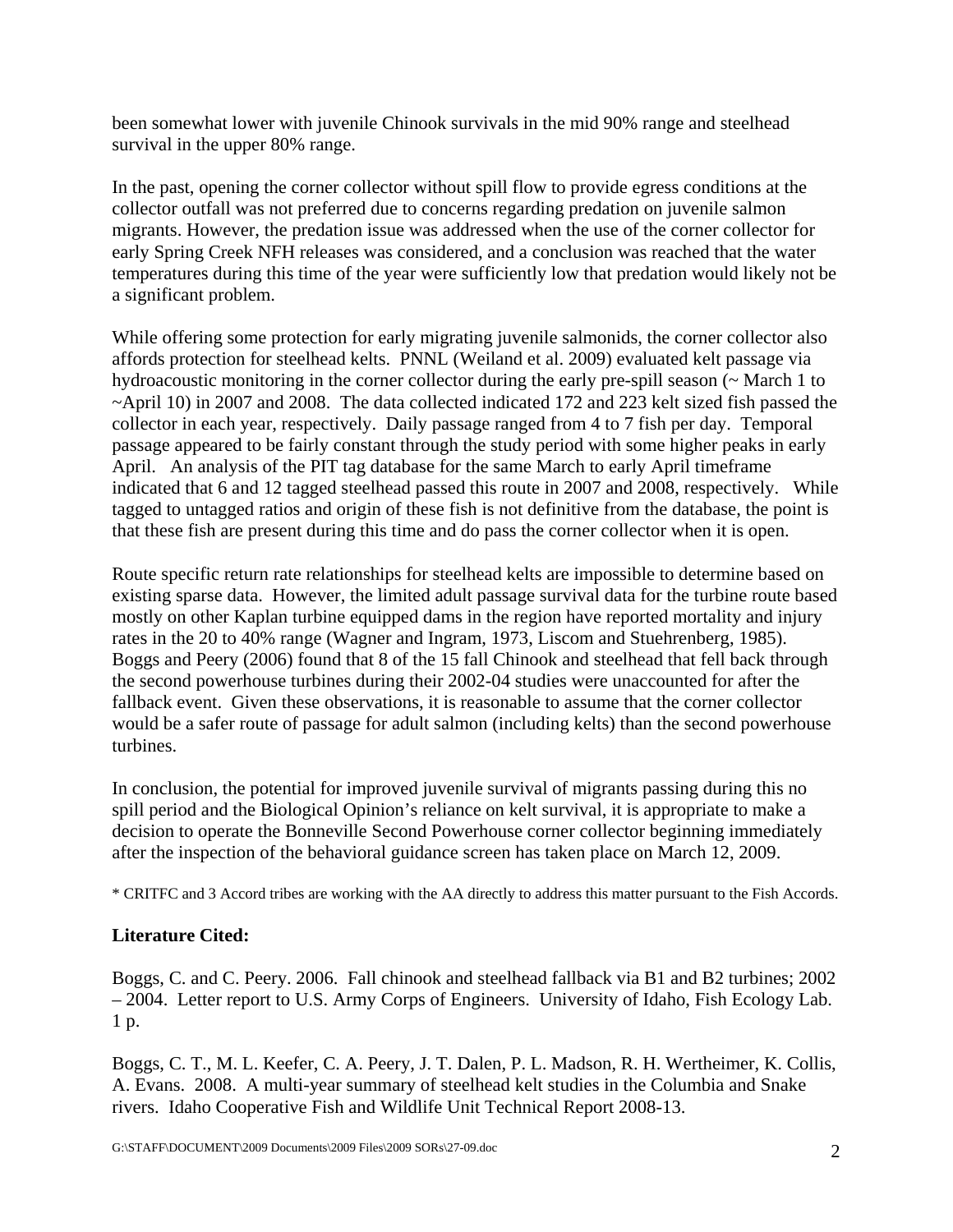been somewhat lower with juvenile Chinook survivals in the mid 90% range and steelhead survival in the upper 80% range.

In the past, opening the corner collector without spill flow to provide egress conditions at the collector outfall was not preferred due to concerns regarding predation on juvenile salmon migrants. However, the predation issue was addressed when the use of the corner collector for early Spring Creek NFH releases was considered, and a conclusion was reached that the water temperatures during this time of the year were sufficiently low that predation would likely not be a significant problem.

While offering some protection for early migrating juvenile salmonids, the corner collector also affords protection for steelhead kelts. PNNL (Weiland et al. 2009) evaluated kelt passage via hydroacoustic monitoring in the corner collector during the early pre-spill season (~ March 1 to ~April 10) in 2007 and 2008. The data collected indicated 172 and 223 kelt sized fish passed the collector in each year, respectively. Daily passage ranged from 4 to 7 fish per day. Temporal passage appeared to be fairly constant through the study period with some higher peaks in early April. An analysis of the PIT tag database for the same March to early April timeframe indicated that 6 and 12 tagged steelhead passed this route in 2007 and 2008, respectively. While tagged to untagged ratios and origin of these fish is not definitive from the database, the point is that these fish are present during this time and do pass the corner collector when it is open.

Route specific return rate relationships for steelhead kelts are impossible to determine based on existing sparse data. However, the limited adult passage survival data for the turbine route based mostly on other Kaplan turbine equipped dams in the region have reported mortality and injury rates in the 20 to 40% range (Wagner and Ingram, 1973, Liscom and Stuehrenberg, 1985). Boggs and Peery (2006) found that 8 of the 15 fall Chinook and steelhead that fell back through the second powerhouse turbines during their 2002-04 studies were unaccounted for after the fallback event. Given these observations, it is reasonable to assume that the corner collector would be a safer route of passage for adult salmon (including kelts) than the second powerhouse turbines.

In conclusion, the potential for improved juvenile survival of migrants passing during this no spill period and the Biological Opinion's reliance on kelt survival, it is appropriate to make a decision to operate the Bonneville Second Powerhouse corner collector beginning immediately after the inspection of the behavioral guidance screen has taken place on March 12, 2009.

* CRITFC and 3 Accord tribes are working with the AA directly to address this matter pursuant to the Fish Accords.

**Literature Cited:**

Boggs, C. and C. Peery. 2006. Fall chinook and steelhead fallback via B1 and B2 turbines; 2002 – 2004. Letter report to U.S. Army Corps of Engineers. University of Idaho, Fish Ecology Lab. 1 p.

Boggs, C. T., M. L. Keefer, C. A. Peery, J. T. Dalen, P. L. Madson, R. H. Wertheimer, K. Collis, A. Evans. 2008. A multi-year summary of steelhead kelt studies in the Columbia and Snake rivers. Idaho Cooperative Fish and Wildlife Unit Technical Report 2008-13.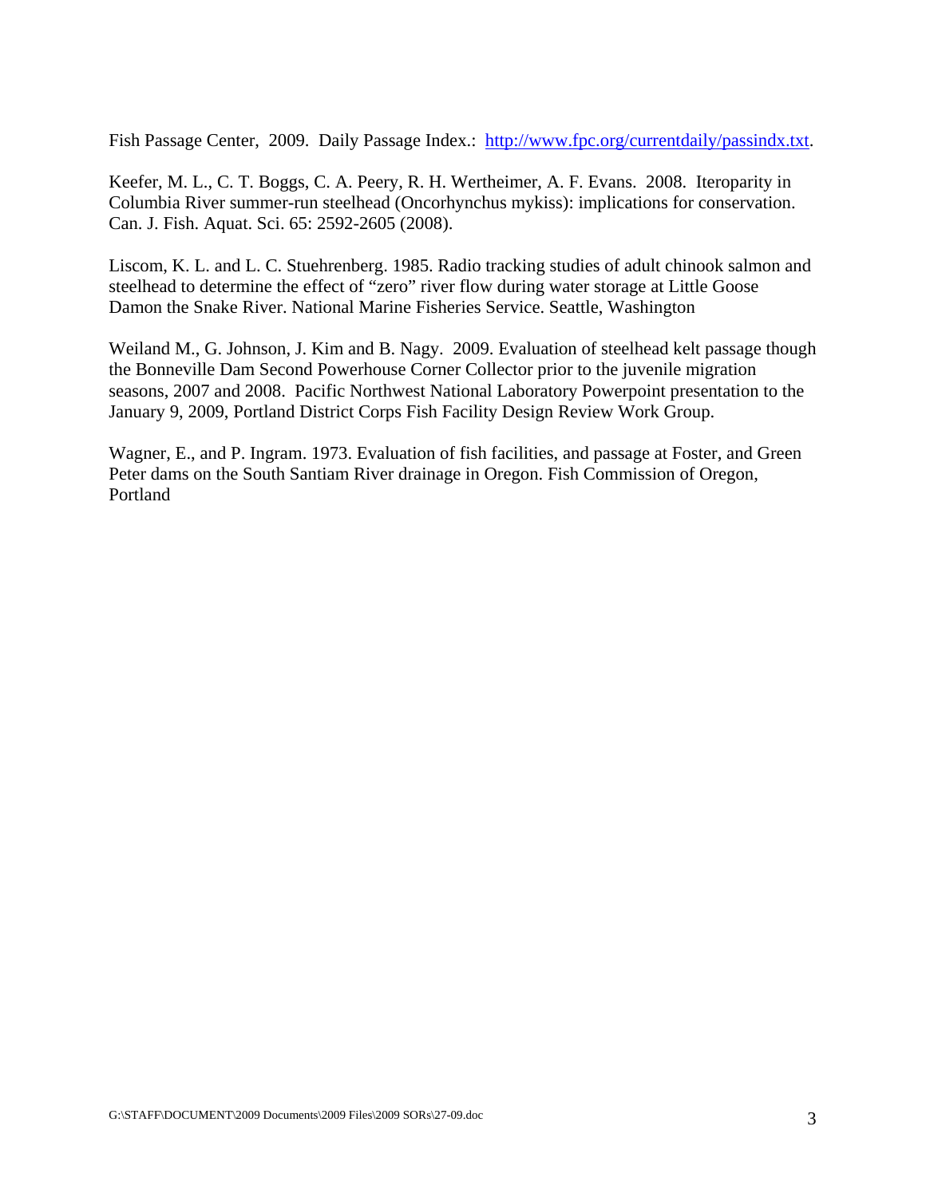Fish Passage Center, 2009. Daily Passage Index.: http://www.fpc.org/currentdaily/passindx.txt.

Keefer, M. L., C. T. Boggs, C. A. Peery, R. H. Wertheimer, A. F. Evans. 2008. Iteroparity in Columbia River summer-run steelhead (Oncorhynchus mykiss): implications for conservation. Can. J. Fish. Aquat. Sci. 65: 2592-2605 (2008).

Liscom, K. L. and L. C. Stuehrenberg. 1985. Radio tracking studies of adult chinook salmon and steelhead to determine the effect of "zero" river flow during water storage at Little Goose Damon the Snake River. National Marine Fisheries Service. Seattle, Washington

Weiland M., G. Johnson, J. Kim and B. Nagy. 2009. Evaluation of steelhead kelt passage though the Bonneville Dam Second Powerhouse Corner Collector prior to the juvenile migration seasons, 2007 and 2008. Pacific Northwest National Laboratory Powerpoint presentation to the January 9, 2009, Portland District Corps Fish Facility Design Review Work Group.

Wagner, E., and P. Ingram. 1973. Evaluation of fish facilities, and passage at Foster, and Green Peter dams on the South Santiam River drainage in Oregon. Fish Commission of Oregon, Portland